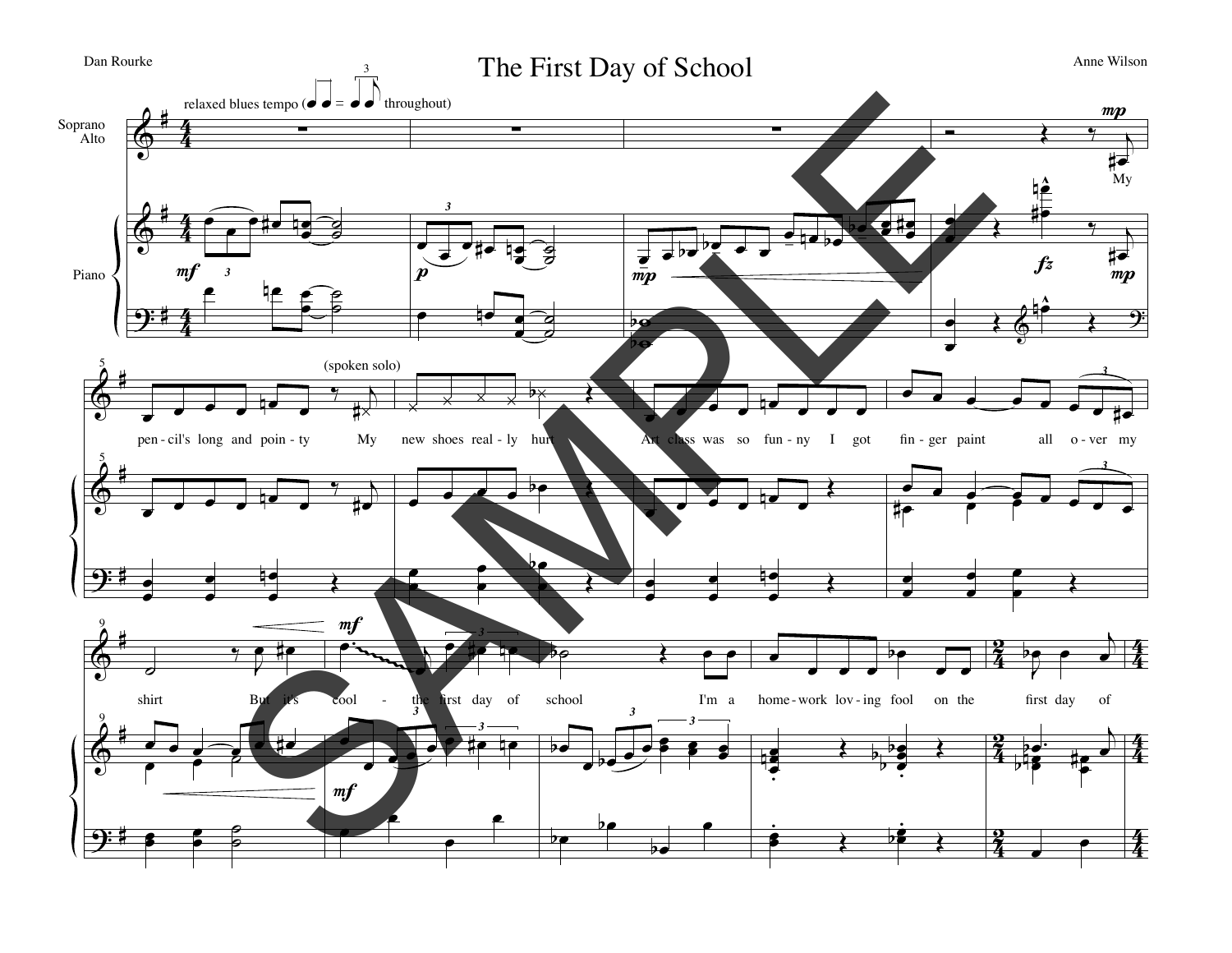Dan Rourke

# The First Day of School

Anne Wilson

relaxed blues tempo (♩♩ = ♩♪ triplet throughout)

Soprano Alto

Piano

My pen-cil's long and poin-ty (spoken solo) My new shoes real-ly hurt Art class was so fun-ny I got fin-ger paint all o-ver my shirt But it's cool - the first day of school I'm a home-work lov-ing fool on the first day of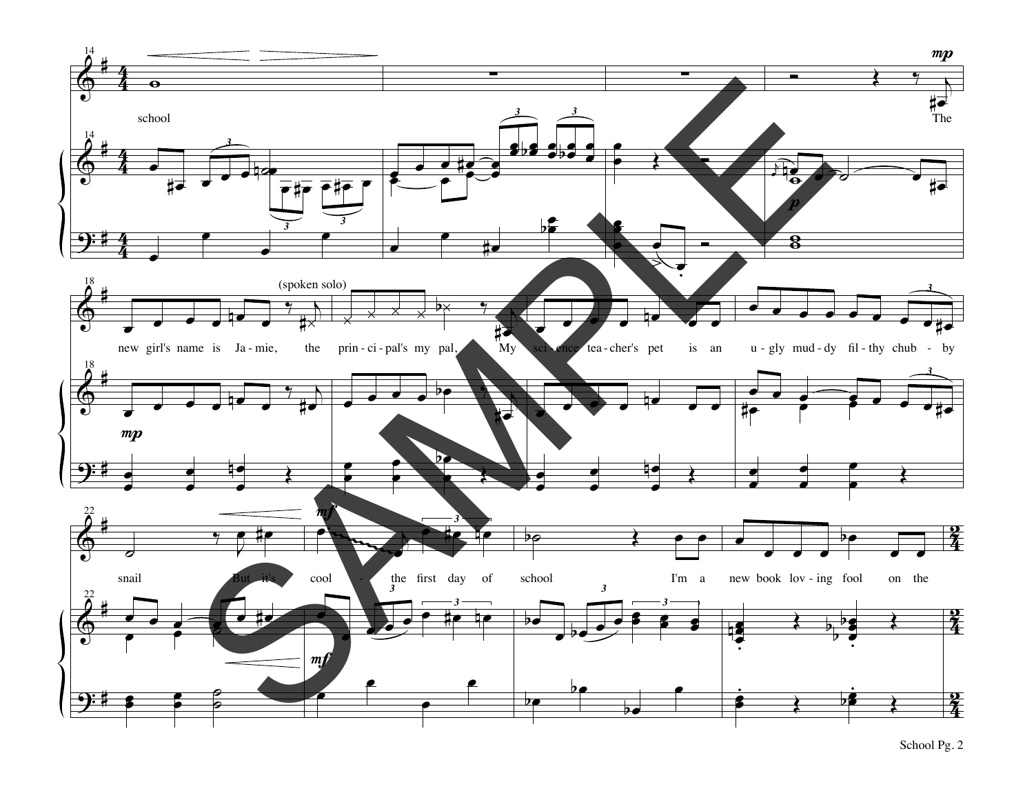school

The

(spoken solo)

new girl's name is Ja - mie, the prin - ci - pal's my pal, My sci - ence tea - cher's pet is an u - gly mud - dy fil - thy chub - by

snail But it's cool - the first day of school I'm a new book lov - ing fool on the

SAMPLE